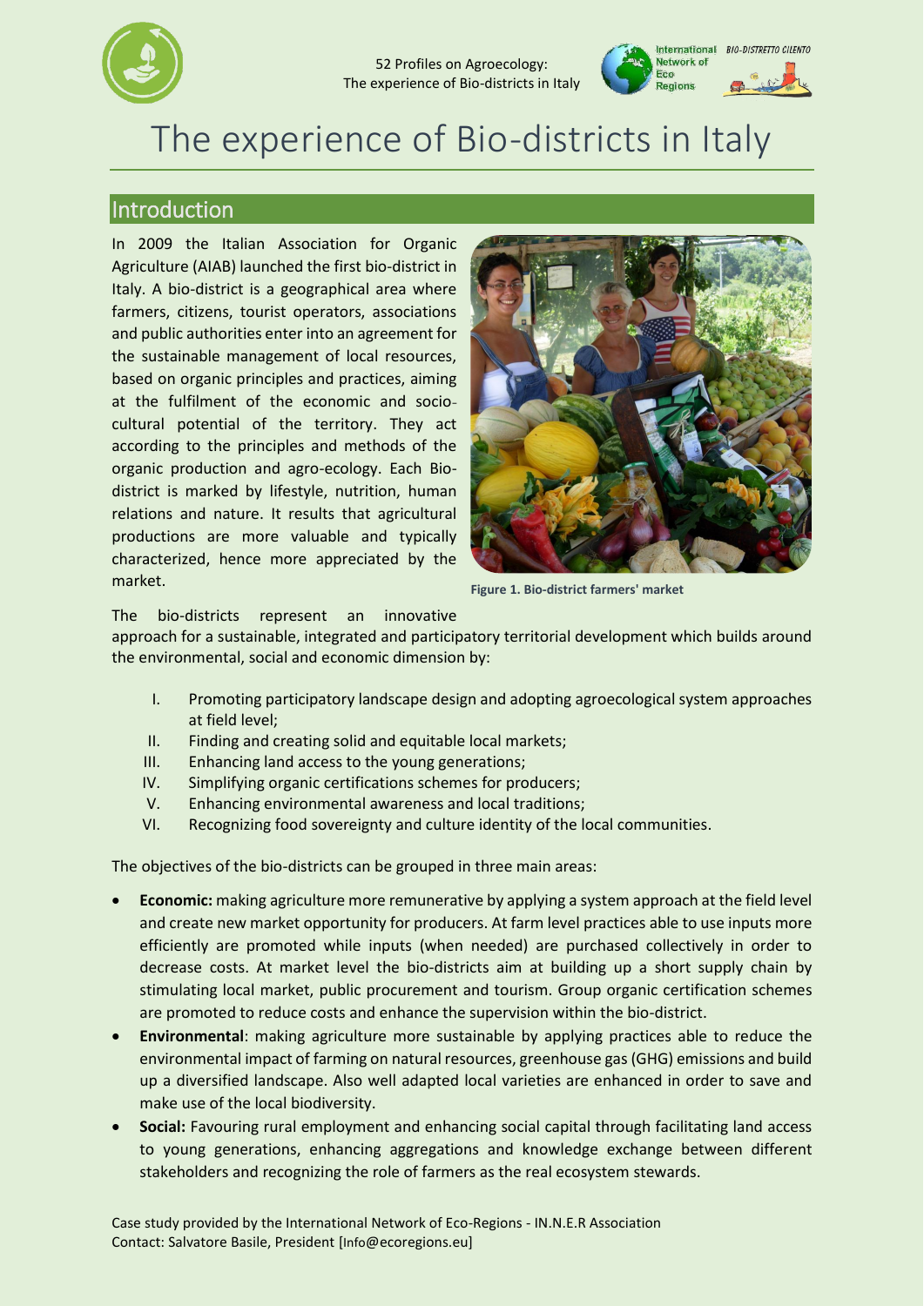# The experience of Bio-districts in Italy

## Introduction

In 2009 the Italian Association for Organic Agriculture (AIAB) launched the first bio-district in Italy. A bio-district is a geographical area where farmers, citizens, tourist operators, associations and public authorities enter into an agreement for the sustainable management of local resources, based on organic principles and practices, aiming at the fulfilment of the economic and socio-cultural potential of the territory. They act according to the principles and methods of the organic production and agro-ecology. Each Bio-district is marked by lifestyle, nutrition, human relations and nature. It results that agricultural productions are more valuable and typically characterized, hence more appreciated by the market.

**Figure 1. Bio-district farmers' market**

The bio-districts represent an innovative approach for a sustainable, integrated and participatory territorial development which builds around the environmental, social and economic dimension by:

I. Promoting participatory landscape design and adopting agroecological system approaches at field level;
II. Finding and creating solid and equitable local markets;
III. Enhancing land access to the young generations;
IV. Simplifying organic certifications schemes for producers;
V. Enhancing environmental awareness and local traditions;
VI. Recognizing food sovereignty and culture identity of the local communities.

The objectives of the bio-districts can be grouped in three main areas:

- **Economic:** making agriculture more remunerative by applying a system approach at the field level and create new market opportunity for producers. At farm level practices able to use inputs more efficiently are promoted while inputs (when needed) are purchased collectively in order to decrease costs. At market level the bio-districts aim at building up a short supply chain by stimulating local market, public procurement and tourism. Group organic certification schemes are promoted to reduce costs and enhance the supervision within the bio-district.
- **Environmental**: making agriculture more sustainable by applying practices able to reduce the environmental impact of farming on natural resources, greenhouse gas (GHG) emissions and build up a diversified landscape. Also well adapted local varieties are enhanced in order to save and make use of the local biodiversity.
- **Social:** Favouring rural employment and enhancing social capital through facilitating land access to young generations, enhancing aggregations and knowledge exchange between different stakeholders and recognizing the role of farmers as the real ecosystem stewards.

Case study provided by the International Network of Eco-Regions - IN.N.E.R Association
Contact: Salvatore Basile, President [Info@ecoregions.eu]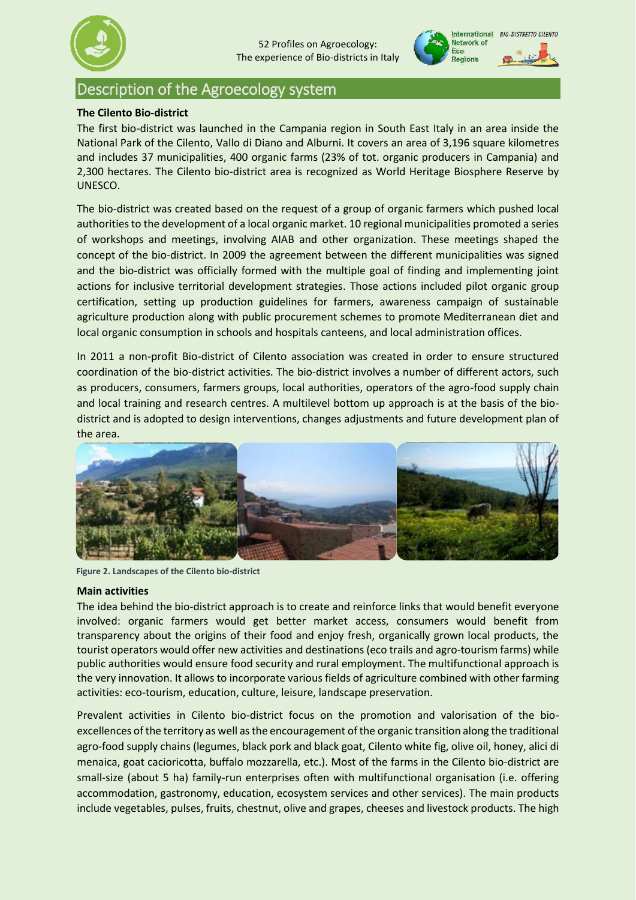## Description of the Agroecology system

**The Cilento Bio-district**

The first bio-district was launched in the Campania region in South East Italy in an area inside the National Park of the Cilento, Vallo di Diano and Alburni. It covers an area of 3,196 square kilometres and includes 37 municipalities, 400 organic farms (23% of tot. organic producers in Campania) and 2,300 hectares. The Cilento bio-district area is recognized as World Heritage Biosphere Reserve by UNESCO.

The bio-district was created based on the request of a group of organic farmers which pushed local authorities to the development of a local organic market. 10 regional municipalities promoted a series of workshops and meetings, involving AIAB and other organization. These meetings shaped the concept of the bio-district. In 2009 the agreement between the different municipalities was signed and the bio-district was officially formed with the multiple goal of finding and implementing joint actions for inclusive territorial development strategies. Those actions included pilot organic group certification, setting up production guidelines for farmers, awareness campaign of sustainable agriculture production along with public procurement schemes to promote Mediterranean diet and local organic consumption in schools and hospitals canteens, and local administration offices.

In 2011 a non-profit Bio-district of Cilento association was created in order to ensure structured coordination of the bio-district activities. The bio-district involves a number of different actors, such as producers, consumers, farmers groups, local authorities, operators of the agro-food supply chain and local training and research centres. A multilevel bottom up approach is at the basis of the bio-district and is adopted to design interventions, changes adjustments and future development plan of the area.

**Figure 2. Landscapes of the Cilento bio-district**

**Main activities**

The idea behind the bio-district approach is to create and reinforce links that would benefit everyone involved: organic farmers would get better market access, consumers would benefit from transparency about the origins of their food and enjoy fresh, organically grown local products, the tourist operators would offer new activities and destinations (eco trails and agro-tourism farms) while public authorities would ensure food security and rural employment. The multifunctional approach is the very innovation. It allows to incorporate various fields of agriculture combined with other farming activities: eco-tourism, education, culture, leisure, landscape preservation.

Prevalent activities in Cilento bio-district focus on the promotion and valorisation of the bio-excellences of the territory as well as the encouragement of the organic transition along the traditional agro-food supply chains (legumes, black pork and black goat, Cilento white fig, olive oil, honey, alici di menaica, goat cacioricotta, buffalo mozzarella, etc.). Most of the farms in the Cilento bio-district are small-size (about 5 ha) family-run enterprises often with multifunctional organisation (i.e. offering accommodation, gastronomy, education, ecosystem services and other services). The main products include vegetables, pulses, fruits, chestnut, olive and grapes, cheeses and livestock products. The high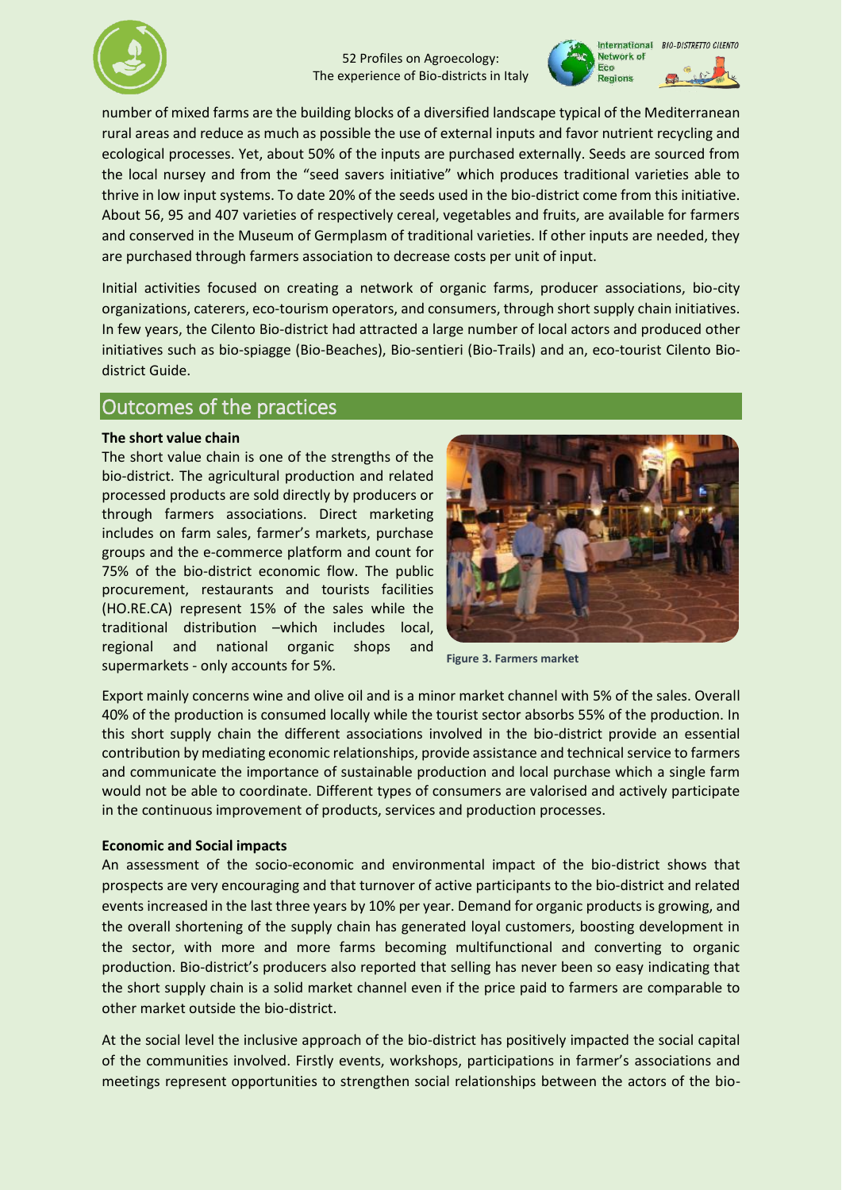number of mixed farms are the building blocks of a diversified landscape typical of the Mediterranean rural areas and reduce as much as possible the use of external inputs and favor nutrient recycling and ecological processes. Yet, about 50% of the inputs are purchased externally. Seeds are sourced from the local nursey and from the "seed savers initiative" which produces traditional varieties able to thrive in low input systems. To date 20% of the seeds used in the bio-district come from this initiative. About 56, 95 and 407 varieties of respectively cereal, vegetables and fruits, are available for farmers and conserved in the Museum of Germplasm of traditional varieties. If other inputs are needed, they are purchased through farmers association to decrease costs per unit of input.

Initial activities focused on creating a network of organic farms, producer associations, bio-city organizations, caterers, eco-tourism operators, and consumers, through short supply chain initiatives. In few years, the Cilento Bio-district had attracted a large number of local actors and produced other initiatives such as bio-spiagge (Bio-Beaches), Bio-sentieri (Bio-Trails) and an, eco-tourist Cilento Bio-district Guide.

## Outcomes of the practices

**The short value chain**

The short value chain is one of the strengths of the bio-district. The agricultural production and related processed products are sold directly by producers or through farmers associations. Direct marketing includes on farm sales, farmer's markets, purchase groups and the e-commerce platform and count for 75% of the bio-district economic flow. The public procurement, restaurants and tourists facilities (HO.RE.CA) represent 15% of the sales while the traditional distribution –which includes local, regional and national organic shops and supermarkets - only accounts for 5%.

Figure 3. Farmers market

Export mainly concerns wine and olive oil and is a minor market channel with 5% of the sales. Overall 40% of the production is consumed locally while the tourist sector absorbs 55% of the production. In this short supply chain the different associations involved in the bio-district provide an essential contribution by mediating economic relationships, provide assistance and technical service to farmers and communicate the importance of sustainable production and local purchase which a single farm would not be able to coordinate. Different types of consumers are valorised and actively participate in the continuous improvement of products, services and production processes.

**Economic and Social impacts**

An assessment of the socio-economic and environmental impact of the bio-district shows that prospects are very encouraging and that turnover of active participants to the bio-district and related events increased in the last three years by 10% per year. Demand for organic products is growing, and the overall shortening of the supply chain has generated loyal customers, boosting development in the sector, with more and more farms becoming multifunctional and converting to organic production. Bio-district's producers also reported that selling has never been so easy indicating that the short supply chain is a solid market channel even if the price paid to farmers are comparable to other market outside the bio-district.

At the social level the inclusive approach of the bio-district has positively impacted the social capital of the communities involved. Firstly events, workshops, participations in farmer's associations and meetings represent opportunities to strengthen social relationships between the actors of the bio-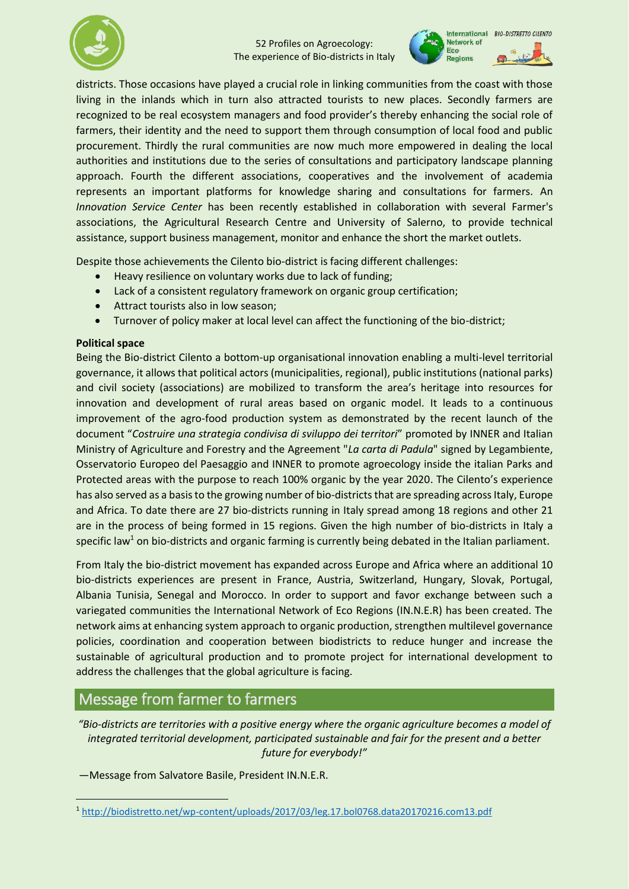districts. Those occasions have played a crucial role in linking communities from the coast with those living in the inlands which in turn also attracted tourists to new places. Secondly farmers are recognized to be real ecosystem managers and food provider's thereby enhancing the social role of farmers, their identity and the need to support them through consumption of local food and public procurement. Thirdly the rural communities are now much more empowered in dealing the local authorities and institutions due to the series of consultations and participatory landscape planning approach. Fourth the different associations, cooperatives and the involvement of academia represents an important platforms for knowledge sharing and consultations for farmers. An *Innovation Service Center* has been recently established in collaboration with several Farmer's associations, the Agricultural Research Centre and University of Salerno, to provide technical assistance, support business management, monitor and enhance the short the market outlets.

Despite those achievements the Cilento bio-district is facing different challenges:

- Heavy resilience on voluntary works due to lack of funding;
- Lack of a consistent regulatory framework on organic group certification;
- Attract tourists also in low season;
- Turnover of policy maker at local level can affect the functioning of the bio-district;

**Political space**

Being the Bio-district Cilento a bottom-up organisational innovation enabling a multi-level territorial governance, it allows that political actors (municipalities, regional), public institutions (national parks) and civil society (associations) are mobilized to transform the area's heritage into resources for innovation and development of rural areas based on organic model. It leads to a continuous improvement of the agro-food production system as demonstrated by the recent launch of the document "*Costruire una strategia condivisa di sviluppo dei territori*" promoted by INNER and Italian Ministry of Agriculture and Forestry and the Agreement "*La carta di Padula*" signed by Legambiente, Osservatorio Europeo del Paesaggio and INNER to promote agroecology inside the italian Parks and Protected areas with the purpose to reach 100% organic by the year 2020. The Cilento's experience has also served as a basis to the growing number of bio-districts that are spreading across Italy, Europe and Africa. To date there are 27 bio-districts running in Italy spread among 18 regions and other 21 are in the process of being formed in 15 regions. Given the high number of bio-districts in Italy a specific law[1] on bio-districts and organic farming is currently being debated in the Italian parliament.

From Italy the bio-district movement has expanded across Europe and Africa where an additional 10 bio-districts experiences are present in France, Austria, Switzerland, Hungary, Slovak, Portugal, Albania Tunisia, Senegal and Morocco. In order to support and favor exchange between such a variegated communities the International Network of Eco Regions (IN.N.E.R) has been created. The network aims at enhancing system approach to organic production, strengthen multilevel governance policies, coordination and cooperation between biodistricts to reduce hunger and increase the sustainable of agricultural production and to promote project for international development to address the challenges that the global agriculture is facing.

## Message from farmer to farmers

*"Bio-districts are territories with a positive energy where the organic agriculture becomes a model of integrated territorial development, participated sustainable and fair for the present and a better future for everybody!"*

—Message from Salvatore Basile, President IN.N.E.R.

[1] http://biodistretto.net/wp-content/uploads/2017/03/leg.17.bol0768.data20170216.com13.pdf